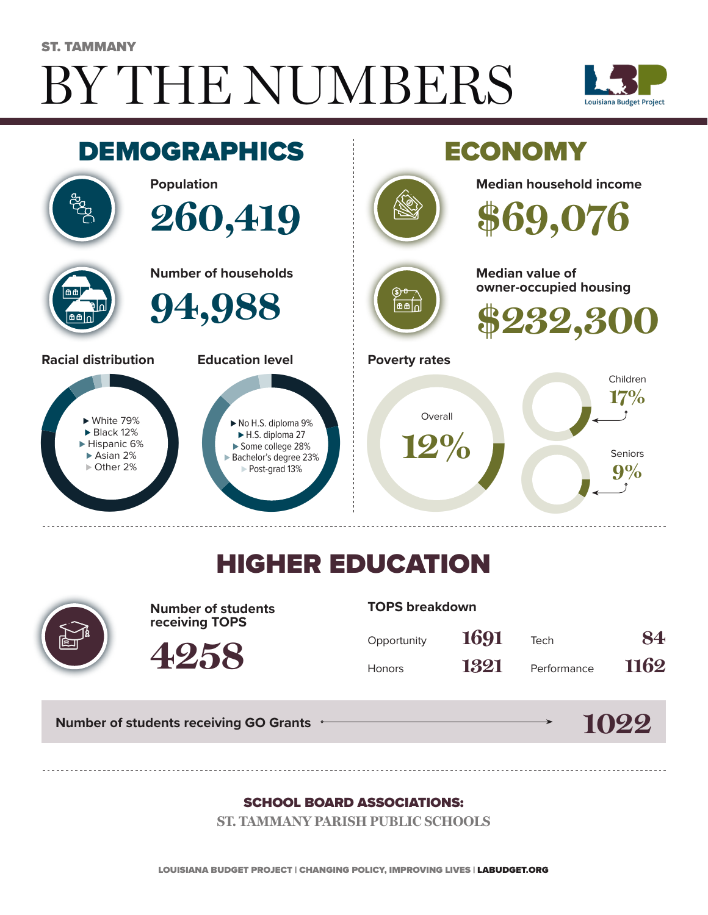ST. TAMMANY

# BY THE NUMBERS

Louisiana Budget Project

## DEMOGRAPHICS

**Population**

**260,419**

**Number of households**

**94,988**

**Racial distribution**

- White 79%
- Black 12%
- Hispanic 6%
- Asian 2%
- Other 2%

**Education level**

- No H.S. diploma 9%
- H.S. diploma 27
- Some college 28%
- Bachelor's degree 23%
- Post-grad 13%

## ECONOMY

**Median household income**

**$69,076**

**Median value of owner-occupied housing**

**$232,300**

**Poverty rates**

Overall **12%**

Children **17%**

Seniors **9%**

## HIGHER EDUCATION

**Number of students receiving TOPS**

**4258**

**TOPS breakdown**

| | | | |
|---|---|---|---|
| Opportunity | 1691 | Tech | 84 |
| Honors | 1321 | Performance | 1162 |

**Number of students receiving GO Grants** → **1022**

**SCHOOL BOARD ASSOCIATIONS:**

ST. TAMMANY PARISH PUBLIC SCHOOLS

LOUISIANA BUDGET PROJECT | CHANGING POLICY, IMPROVING LIVES | LABUDGET.ORG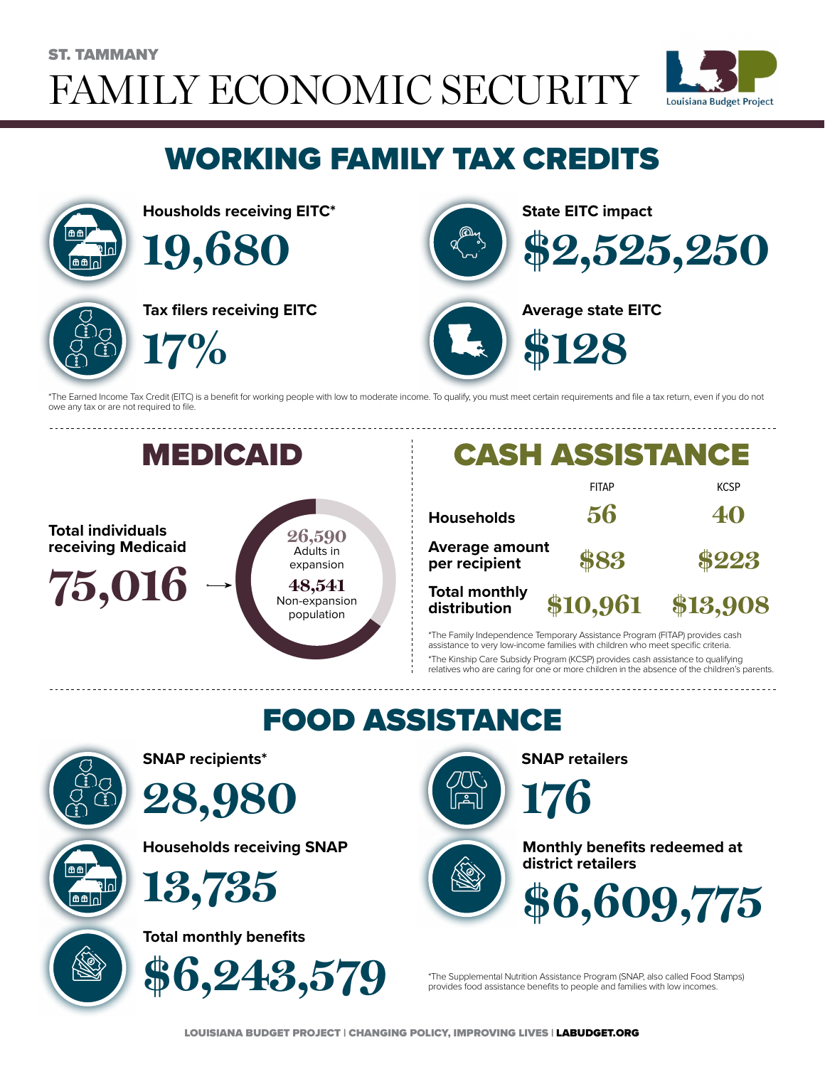ST. TAMMANY

# FAMILY ECONOMIC SECURITY

Louisiana Budget Project

## WORKING FAMILY TAX CREDITS

**Households receiving EITC***

19,680

**Tax filers receiving EITC**

17%

**State EITC impact**

$2,525,250

**Average state EITC**

$128

*The Earned Income Tax Credit (EITC) is a benefit for working people with low to moderate income. To qualify, you must meet certain requirements and file a tax return, even if you do not owe any tax or are not required to file.

## MEDICAID

**Total individuals receiving Medicaid**

75,016

26,590
Adults in expansion

48,541
Non-expansion population

## CASH ASSISTANCE

| | FITAP | KCSP |
|---|---|---|
| Households | 56 | 40 |
| Average amount per recipient | $83 | $223 |
| Total monthly distribution | $10,961 | $13,908 |

*The Family Independence Temporary Assistance Program (FITAP) provides cash assistance to very low-income families with children who meet specific criteria.

*The Kinship Care Subsidy Program (KCSP) provides cash assistance to qualifying relatives who are caring for one or more children in the absence of the children's parents.

## FOOD ASSISTANCE

**SNAP recipients***

28,980

**Households receiving SNAP**

13,735

**Total monthly benefits**

$6,243,579

**SNAP retailers**

176

**Monthly benefits redeemed at district retailers**

$6,609,775

*The Supplemental Nutrition Assistance Program (SNAP, also called Food Stamps) provides food assistance benefits to people and families with low incomes.

LOUISIANA BUDGET PROJECT | CHANGING POLICY, IMPROVING LIVES | LABUDGET.ORG